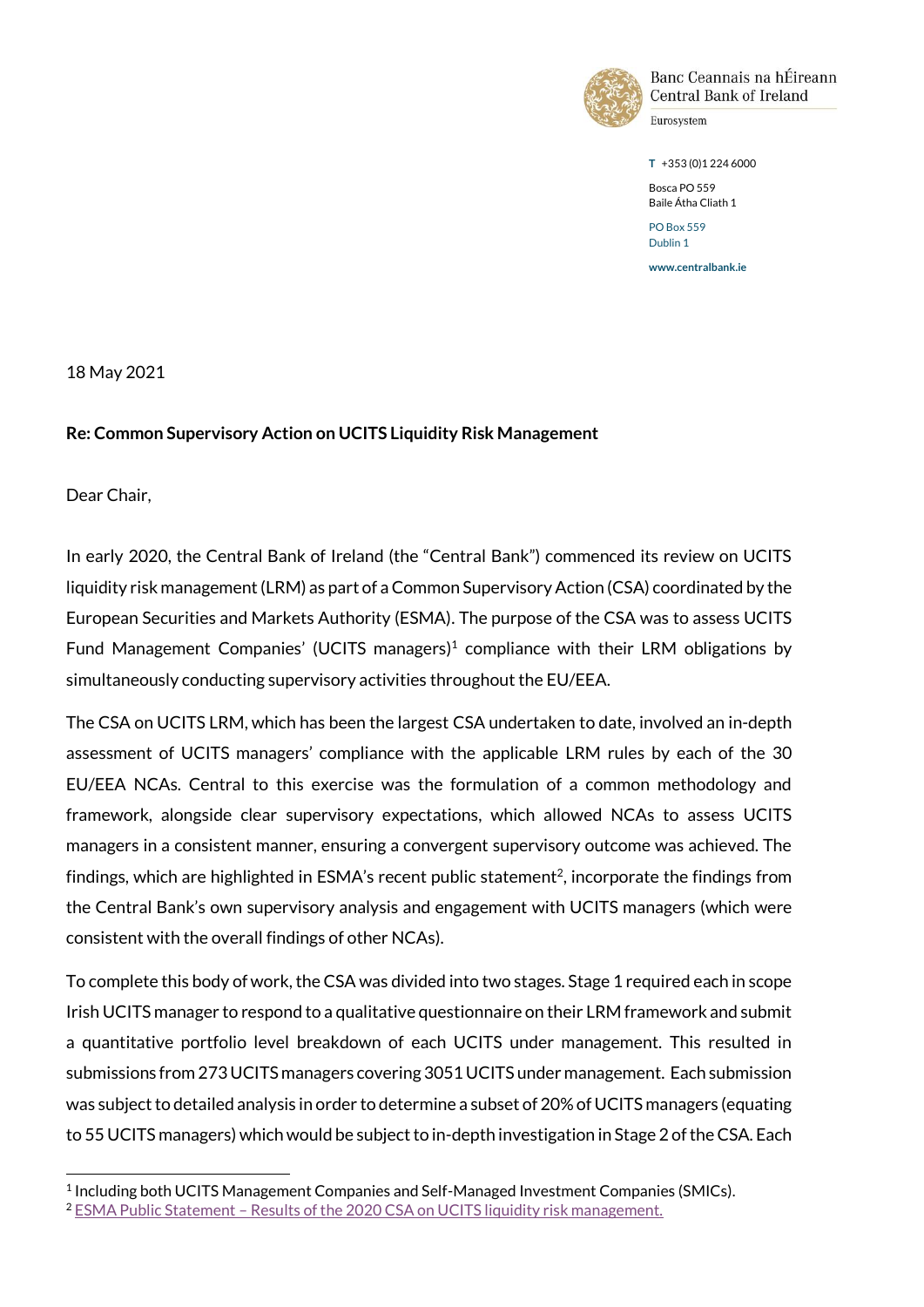Banc Ceannais na hÉireann
Central Bank of Ireland
Eurosystem

T +353 (0)1 224 6000

Bosca PO 559
Baile Átha Cliath 1

PO Box 559
Dublin 1

www.centralbank.ie

18 May 2021

**Re: Common Supervisory Action on UCITS Liquidity Risk Management**

Dear Chair,

In early 2020, the Central Bank of Ireland (the "Central Bank") commenced its review on UCITS liquidity risk management (LRM) as part of a Common Supervisory Action (CSA) coordinated by the European Securities and Markets Authority (ESMA). The purpose of the CSA was to assess UCITS Fund Management Companies' (UCITS managers)[1] compliance with their LRM obligations by simultaneously conducting supervisory activities throughout the EU/EEA.

The CSA on UCITS LRM, which has been the largest CSA undertaken to date, involved an in-depth assessment of UCITS managers' compliance with the applicable LRM rules by each of the 30 EU/EEA NCAs. Central to this exercise was the formulation of a common methodology and framework, alongside clear supervisory expectations, which allowed NCAs to assess UCITS managers in a consistent manner, ensuring a convergent supervisory outcome was achieved. The findings, which are highlighted in ESMA's recent public statement[2], incorporate the findings from the Central Bank's own supervisory analysis and engagement with UCITS managers (which were consistent with the overall findings of other NCAs).

To complete this body of work, the CSA was divided into two stages. Stage 1 required each in scope Irish UCITS manager to respond to a qualitative questionnaire on their LRM framework and submit a quantitative portfolio level breakdown of each UCITS under management. This resulted in submissions from 273 UCITS managers covering 3051 UCITS under management. Each submission was subject to detailed analysis in order to determine a subset of 20% of UCITS managers (equating to 55 UCITS managers) which would be subject to in-depth investigation in Stage 2 of the CSA. Each

[1] Including both UCITS Management Companies and Self-Managed Investment Companies (SMICs).

[2] ESMA Public Statement – Results of the 2020 CSA on UCITS liquidity risk management.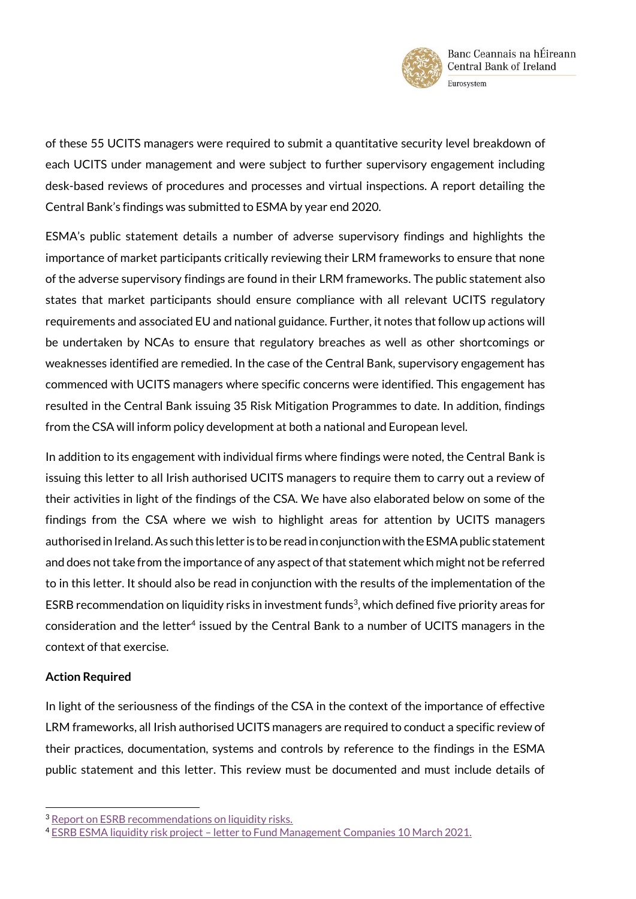of these 55 UCITS managers were required to submit a quantitative security level breakdown of each UCITS under management and were subject to further supervisory engagement including desk-based reviews of procedures and processes and virtual inspections. A report detailing the Central Bank's findings was submitted to ESMA by year end 2020.

ESMA's public statement details a number of adverse supervisory findings and highlights the importance of market participants critically reviewing their LRM frameworks to ensure that none of the adverse supervisory findings are found in their LRM frameworks. The public statement also states that market participants should ensure compliance with all relevant UCITS regulatory requirements and associated EU and national guidance. Further, it notes that follow up actions will be undertaken by NCAs to ensure that regulatory breaches as well as other shortcomings or weaknesses identified are remedied. In the case of the Central Bank, supervisory engagement has commenced with UCITS managers where specific concerns were identified. This engagement has resulted in the Central Bank issuing 35 Risk Mitigation Programmes to date. In addition, findings from the CSA will inform policy development at both a national and European level.

In addition to its engagement with individual firms where findings were noted, the Central Bank is issuing this letter to all Irish authorised UCITS managers to require them to carry out a review of their activities in light of the findings of the CSA. We have also elaborated below on some of the findings from the CSA where we wish to highlight areas for attention by UCITS managers authorised in Ireland. As such this letter is to be read in conjunction with the ESMA public statement and does not take from the importance of any aspect of that statement which might not be referred to in this letter. It should also be read in conjunction with the results of the implementation of the ESRB recommendation on liquidity risks in investment funds[3], which defined five priority areas for consideration and the letter[4] issued by the Central Bank to a number of UCITS managers in the context of that exercise.

**Action Required**

In light of the seriousness of the findings of the CSA in the context of the importance of effective LRM frameworks, all Irish authorised UCITS managers are required to conduct a specific review of their practices, documentation, systems and controls by reference to the findings in the ESMA public statement and this letter. This review must be documented and must include details of

[3] Report on ESRB recommendations on liquidity risks.

[4] ESRB ESMA liquidity risk project – letter to Fund Management Companies 10 March 2021.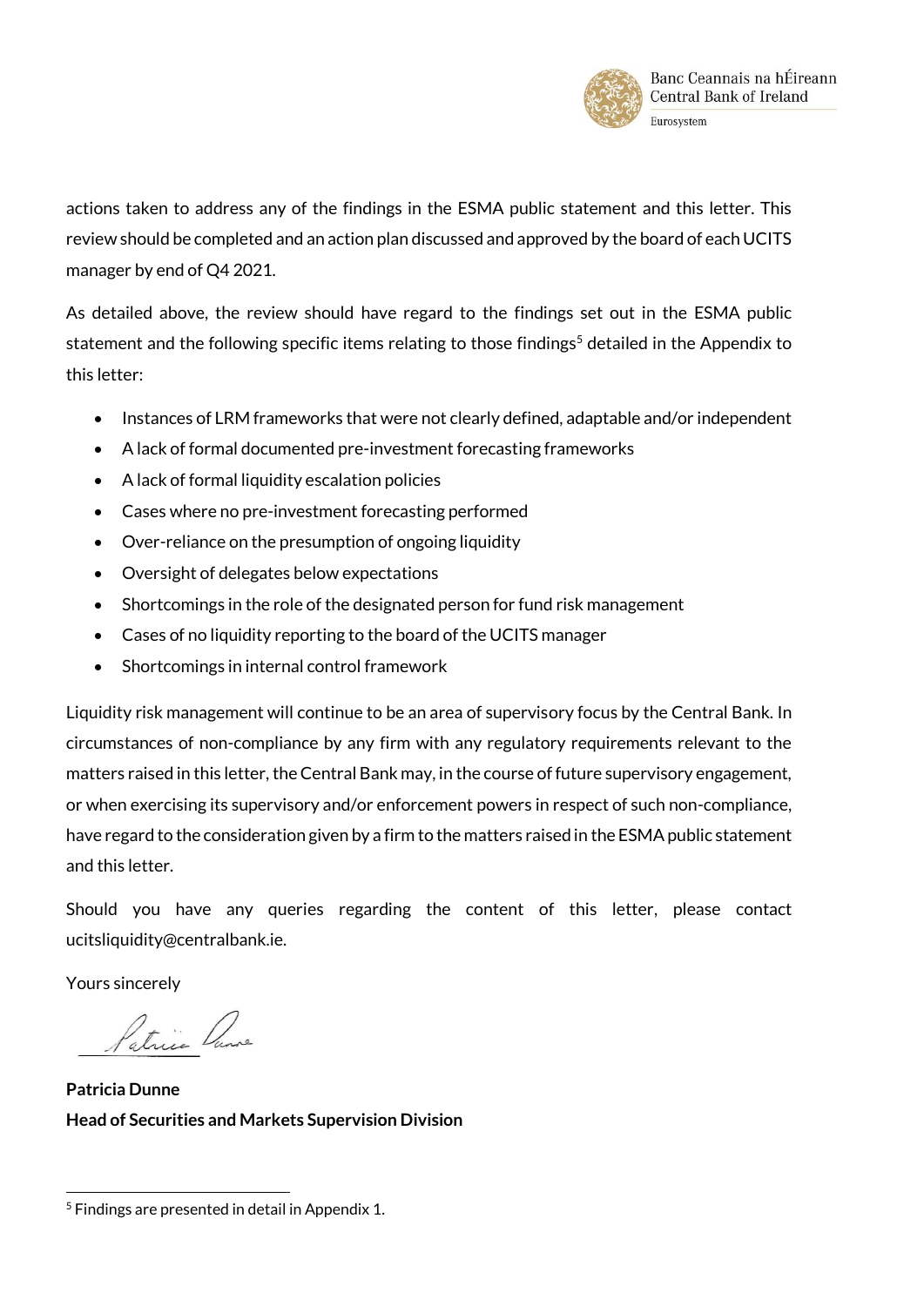actions taken to address any of the findings in the ESMA public statement and this letter. This review should be completed and an action plan discussed and approved by the board of each UCITS manager by end of Q4 2021.

As detailed above, the review should have regard to the findings set out in the ESMA public statement and the following specific items relating to those findings[5] detailed in the Appendix to this letter:

- Instances of LRM frameworks that were not clearly defined, adaptable and/or independent
- A lack of formal documented pre-investment forecasting frameworks
- A lack of formal liquidity escalation policies
- Cases where no pre-investment forecasting performed
- Over-reliance on the presumption of ongoing liquidity
- Oversight of delegates below expectations
- Shortcomings in the role of the designated person for fund risk management
- Cases of no liquidity reporting to the board of the UCITS manager
- Shortcomings in internal control framework

Liquidity risk management will continue to be an area of supervisory focus by the Central Bank. In circumstances of non-compliance by any firm with any regulatory requirements relevant to the matters raised in this letter, the Central Bank may, in the course of future supervisory engagement, or when exercising its supervisory and/or enforcement powers in respect of such non-compliance, have regard to the consideration given by a firm to the matters raised in the ESMA public statement and this letter.

Should you have any queries regarding the content of this letter, please contact ucitsliquidity@centralbank.ie.

Yours sincerely

**Patricia Dunne**
**Head of Securities and Markets Supervision Division**

[5] Findings are presented in detail in Appendix 1.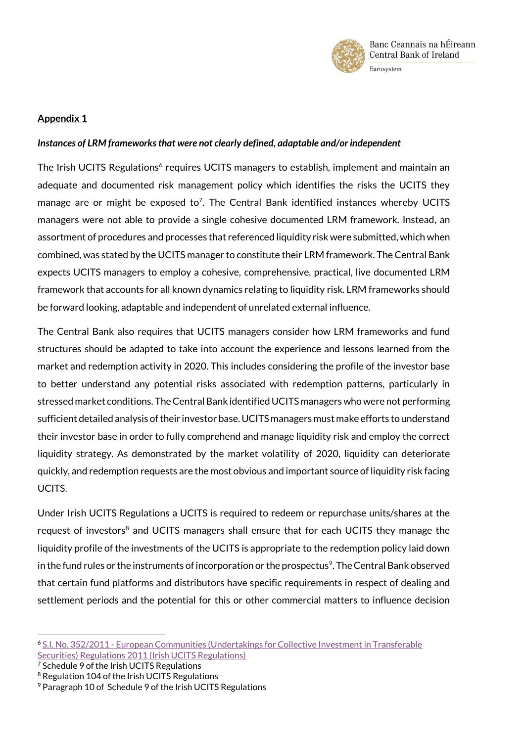**Appendix 1**

***Instances of LRM frameworks that were not clearly defined, adaptable and/or independent***

The Irish UCITS Regulations[6] requires UCITS managers to establish, implement and maintain an adequate and documented risk management policy which identifies the risks the UCITS they manage are or might be exposed to[7]. The Central Bank identified instances whereby UCITS managers were not able to provide a single cohesive documented LRM framework. Instead, an assortment of procedures and processes that referenced liquidity risk were submitted, which when combined, was stated by the UCITS manager to constitute their LRM framework. The Central Bank expects UCITS managers to employ a cohesive, comprehensive, practical, live documented LRM framework that accounts for all known dynamics relating to liquidity risk. LRM frameworks should be forward looking, adaptable and independent of unrelated external influence.

The Central Bank also requires that UCITS managers consider how LRM frameworks and fund structures should be adapted to take into account the experience and lessons learned from the market and redemption activity in 2020. This includes considering the profile of the investor base to better understand any potential risks associated with redemption patterns, particularly in stressed market conditions. The Central Bank identified UCITS managers who were not performing sufficient detailed analysis of their investor base. UCITS managers must make efforts to understand their investor base in order to fully comprehend and manage liquidity risk and employ the correct liquidity strategy. As demonstrated by the market volatility of 2020, liquidity can deteriorate quickly, and redemption requests are the most obvious and important source of liquidity risk facing UCITS.

Under Irish UCITS Regulations a UCITS is required to redeem or repurchase units/shares at the request of investors[8] and UCITS managers shall ensure that for each UCITS they manage the liquidity profile of the investments of the UCITS is appropriate to the redemption policy laid down in the fund rules or the instruments of incorporation or the prospectus[9]. The Central Bank observed that certain fund platforms and distributors have specific requirements in respect of dealing and settlement periods and the potential for this or other commercial matters to influence decision

---

[6] S.I. No. 352/2011 - European Communities (Undertakings for Collective Investment in Transferable Securities) Regulations 2011 (Irish UCITS Regulations)

[7] Schedule 9 of the Irish UCITS Regulations

[8] Regulation 104 of the Irish UCITS Regulations

[9] Paragraph 10 of Schedule 9 of the Irish UCITS Regulations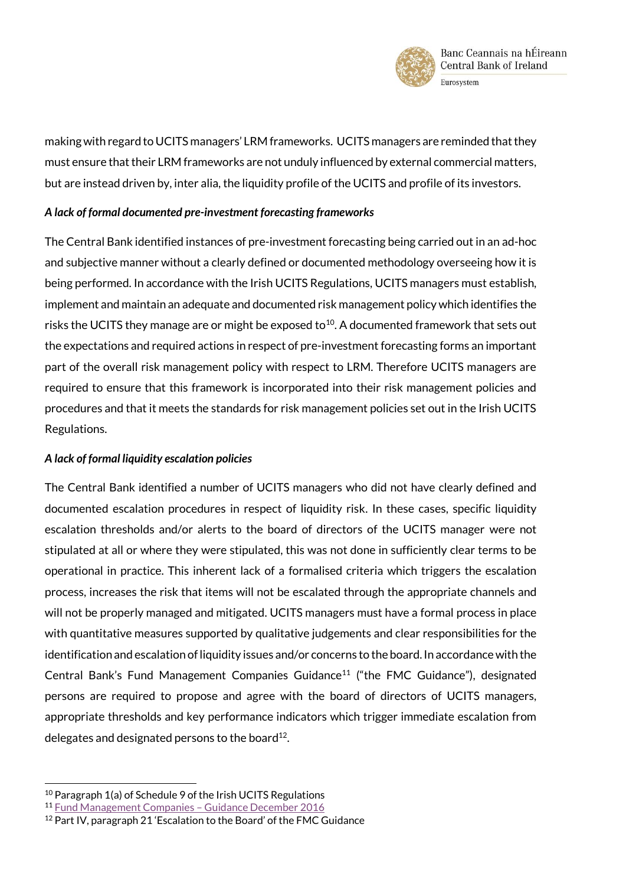making with regard to UCITS managers' LRM frameworks. UCITS managers are reminded that they must ensure that their LRM frameworks are not unduly influenced by external commercial matters, but are instead driven by, inter alia, the liquidity profile of the UCITS and profile of its investors.

***A lack of formal documented pre-investment forecasting frameworks***

The Central Bank identified instances of pre-investment forecasting being carried out in an ad-hoc and subjective manner without a clearly defined or documented methodology overseeing how it is being performed. In accordance with the Irish UCITS Regulations, UCITS managers must establish, implement and maintain an adequate and documented risk management policy which identifies the risks the UCITS they manage are or might be exposed to[10]. A documented framework that sets out the expectations and required actions in respect of pre-investment forecasting forms an important part of the overall risk management policy with respect to LRM. Therefore UCITS managers are required to ensure that this framework is incorporated into their risk management policies and procedures and that it meets the standards for risk management policies set out in the Irish UCITS Regulations.

***A lack of formal liquidity escalation policies***

The Central Bank identified a number of UCITS managers who did not have clearly defined and documented escalation procedures in respect of liquidity risk. In these cases, specific liquidity escalation thresholds and/or alerts to the board of directors of the UCITS manager were not stipulated at all or where they were stipulated, this was not done in sufficiently clear terms to be operational in practice. This inherent lack of a formalised criteria which triggers the escalation process, increases the risk that items will not be escalated through the appropriate channels and will not be properly managed and mitigated. UCITS managers must have a formal process in place with quantitative measures supported by qualitative judgements and clear responsibilities for the identification and escalation of liquidity issues and/or concerns to the board. In accordance with the Central Bank's Fund Management Companies Guidance[11] ("the FMC Guidance"), designated persons are required to propose and agree with the board of directors of UCITS managers, appropriate thresholds and key performance indicators which trigger immediate escalation from delegates and designated persons to the board[12].

---

[10] Paragraph 1(a) of Schedule 9 of the Irish UCITS Regulations

[11] Fund Management Companies – Guidance December 2016

[12] Part IV, paragraph 21 'Escalation to the Board' of the FMC Guidance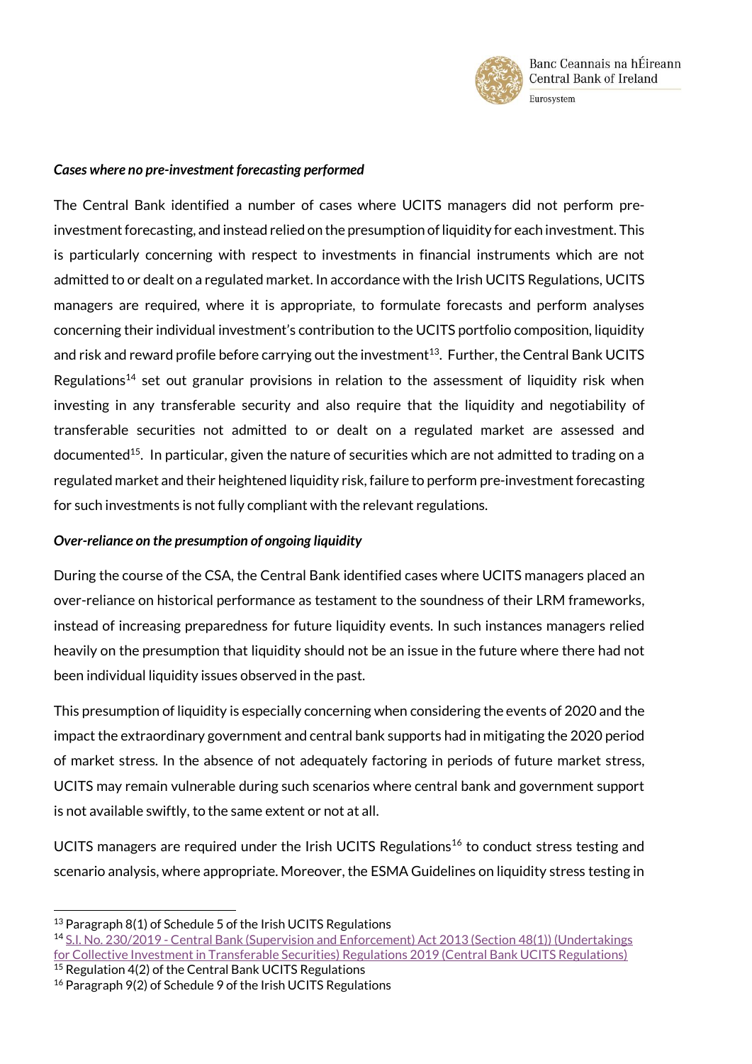***Cases where no pre-investment forecasting performed***

The Central Bank identified a number of cases where UCITS managers did not perform pre-investment forecasting, and instead relied on the presumption of liquidity for each investment. This is particularly concerning with respect to investments in financial instruments which are not admitted to or dealt on a regulated market. In accordance with the Irish UCITS Regulations, UCITS managers are required, where it is appropriate, to formulate forecasts and perform analyses concerning their individual investment's contribution to the UCITS portfolio composition, liquidity and risk and reward profile before carrying out the investment[13]. Further, the Central Bank UCITS Regulations[14] set out granular provisions in relation to the assessment of liquidity risk when investing in any transferable security and also require that the liquidity and negotiability of transferable securities not admitted to or dealt on a regulated market are assessed and documented[15]. In particular, given the nature of securities which are not admitted to trading on a regulated market and their heightened liquidity risk, failure to perform pre-investment forecasting for such investments is not fully compliant with the relevant regulations.

***Over-reliance on the presumption of ongoing liquidity***

During the course of the CSA, the Central Bank identified cases where UCITS managers placed an over-reliance on historical performance as testament to the soundness of their LRM frameworks, instead of increasing preparedness for future liquidity events. In such instances managers relied heavily on the presumption that liquidity should not be an issue in the future where there had not been individual liquidity issues observed in the past.

This presumption of liquidity is especially concerning when considering the events of 2020 and the impact the extraordinary government and central bank supports had in mitigating the 2020 period of market stress. In the absence of not adequately factoring in periods of future market stress, UCITS may remain vulnerable during such scenarios where central bank and government support is not available swiftly, to the same extent or not at all.

UCITS managers are required under the Irish UCITS Regulations[16] to conduct stress testing and scenario analysis, where appropriate. Moreover, the ESMA Guidelines on liquidity stress testing in

---

[13] Paragraph 8(1) of Schedule 5 of the Irish UCITS Regulations

[14] S.I. No. 230/2019 - Central Bank (Supervision and Enforcement) Act 2013 (Section 48(1)) (Undertakings for Collective Investment in Transferable Securities) Regulations 2019 (Central Bank UCITS Regulations)

[15] Regulation 4(2) of the Central Bank UCITS Regulations

[16] Paragraph 9(2) of Schedule 9 of the Irish UCITS Regulations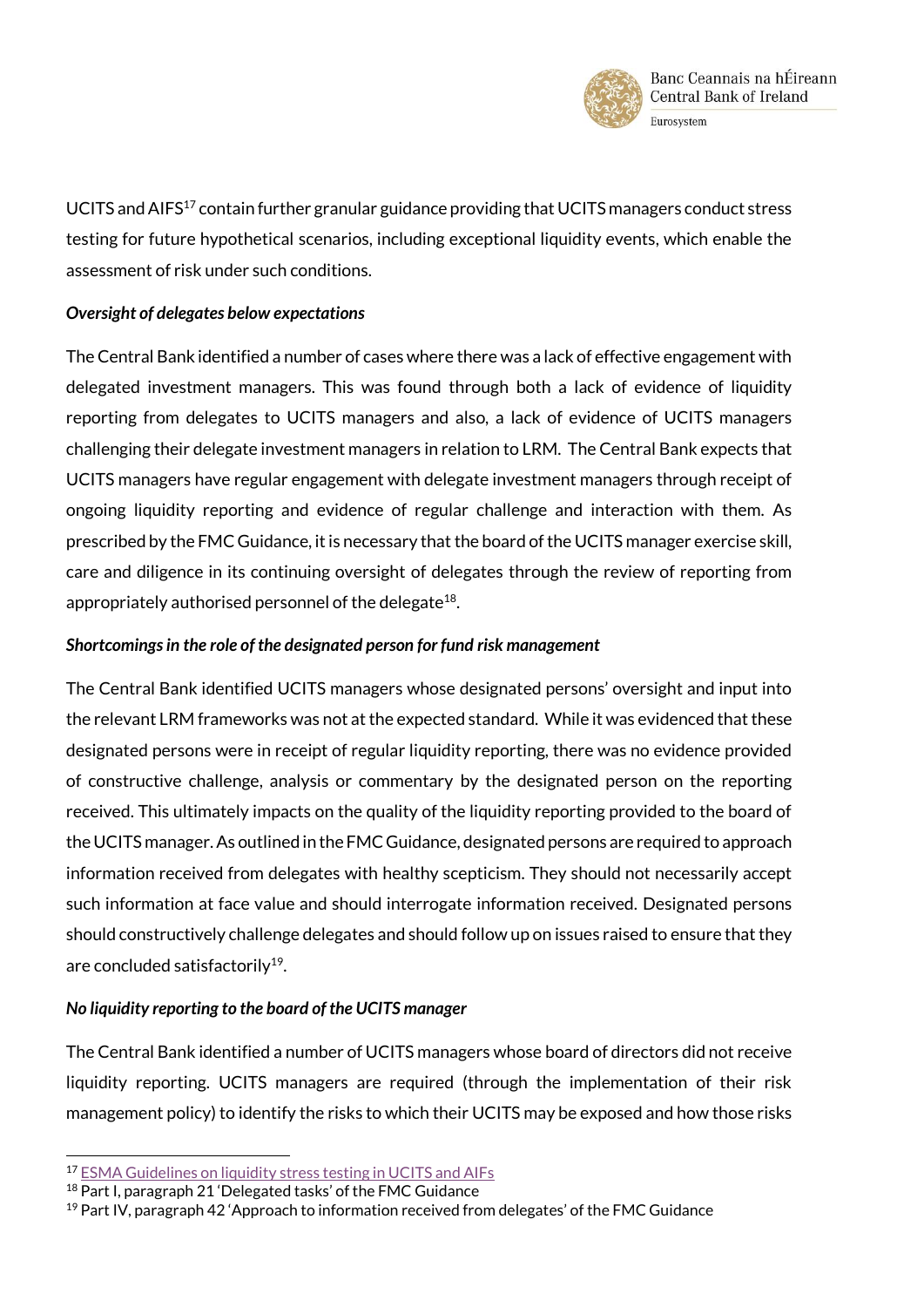UCITS and AIFS[17] contain further granular guidance providing that UCITS managers conduct stress testing for future hypothetical scenarios, including exceptional liquidity events, which enable the assessment of risk under such conditions.

***Oversight of delegates below expectations***

The Central Bank identified a number of cases where there was a lack of effective engagement with delegated investment managers. This was found through both a lack of evidence of liquidity reporting from delegates to UCITS managers and also, a lack of evidence of UCITS managers challenging their delegate investment managers in relation to LRM. The Central Bank expects that UCITS managers have regular engagement with delegate investment managers through receipt of ongoing liquidity reporting and evidence of regular challenge and interaction with them. As prescribed by the FMC Guidance, it is necessary that the board of the UCITS manager exercise skill, care and diligence in its continuing oversight of delegates through the review of reporting from appropriately authorised personnel of the delegate[18].

***Shortcomings in the role of the designated person for fund risk management***

The Central Bank identified UCITS managers whose designated persons' oversight and input into the relevant LRM frameworks was not at the expected standard. While it was evidenced that these designated persons were in receipt of regular liquidity reporting, there was no evidence provided of constructive challenge, analysis or commentary by the designated person on the reporting received. This ultimately impacts on the quality of the liquidity reporting provided to the board of the UCITS manager. As outlined in the FMC Guidance, designated persons are required to approach information received from delegates with healthy scepticism. They should not necessarily accept such information at face value and should interrogate information received. Designated persons should constructively challenge delegates and should follow up on issues raised to ensure that they are concluded satisfactorily[19].

***No liquidity reporting to the board of the UCITS manager***

The Central Bank identified a number of UCITS managers whose board of directors did not receive liquidity reporting. UCITS managers are required (through the implementation of their risk management policy) to identify the risks to which their UCITS may be exposed and how those risks

---

[17] ESMA Guidelines on liquidity stress testing in UCITS and AIFs

[18] Part I, paragraph 21 'Delegated tasks' of the FMC Guidance

[19] Part IV, paragraph 42 'Approach to information received from delegates' of the FMC Guidance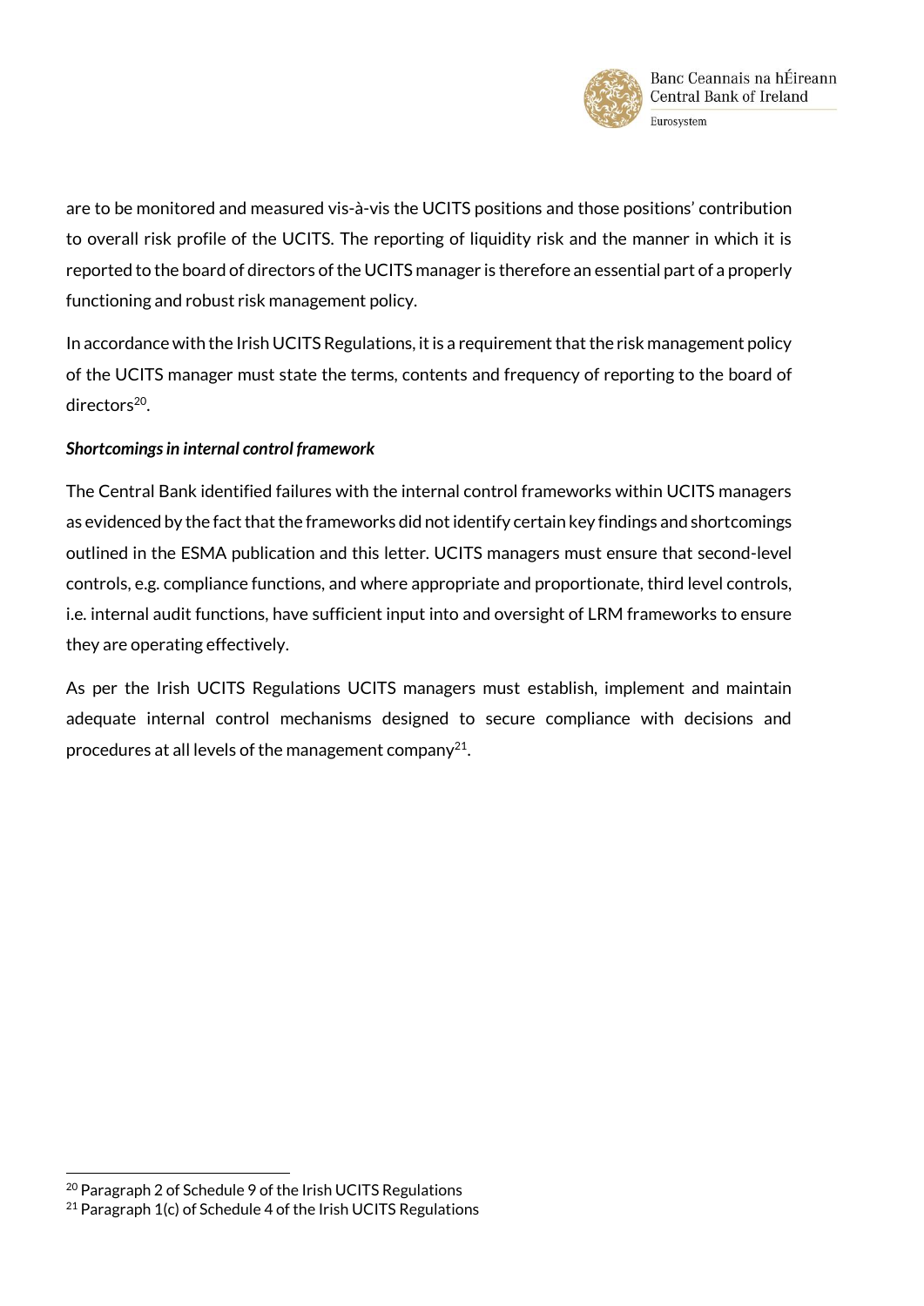are to be monitored and measured vis-à-vis the UCITS positions and those positions' contribution to overall risk profile of the UCITS. The reporting of liquidity risk and the manner in which it is reported to the board of directors of the UCITS manager is therefore an essential part of a properly functioning and robust risk management policy.

In accordance with the Irish UCITS Regulations, it is a requirement that the risk management policy of the UCITS manager must state the terms, contents and frequency of reporting to the board of directors[20].

***Shortcomings in internal control framework***

The Central Bank identified failures with the internal control frameworks within UCITS managers as evidenced by the fact that the frameworks did not identify certain key findings and shortcomings outlined in the ESMA publication and this letter. UCITS managers must ensure that second-level controls, e.g. compliance functions, and where appropriate and proportionate, third level controls, i.e. internal audit functions, have sufficient input into and oversight of LRM frameworks to ensure they are operating effectively.

As per the Irish UCITS Regulations UCITS managers must establish, implement and maintain adequate internal control mechanisms designed to secure compliance with decisions and procedures at all levels of the management company[21].

[20] Paragraph 2 of Schedule 9 of the Irish UCITS Regulations

[21] Paragraph 1(c) of Schedule 4 of the Irish UCITS Regulations